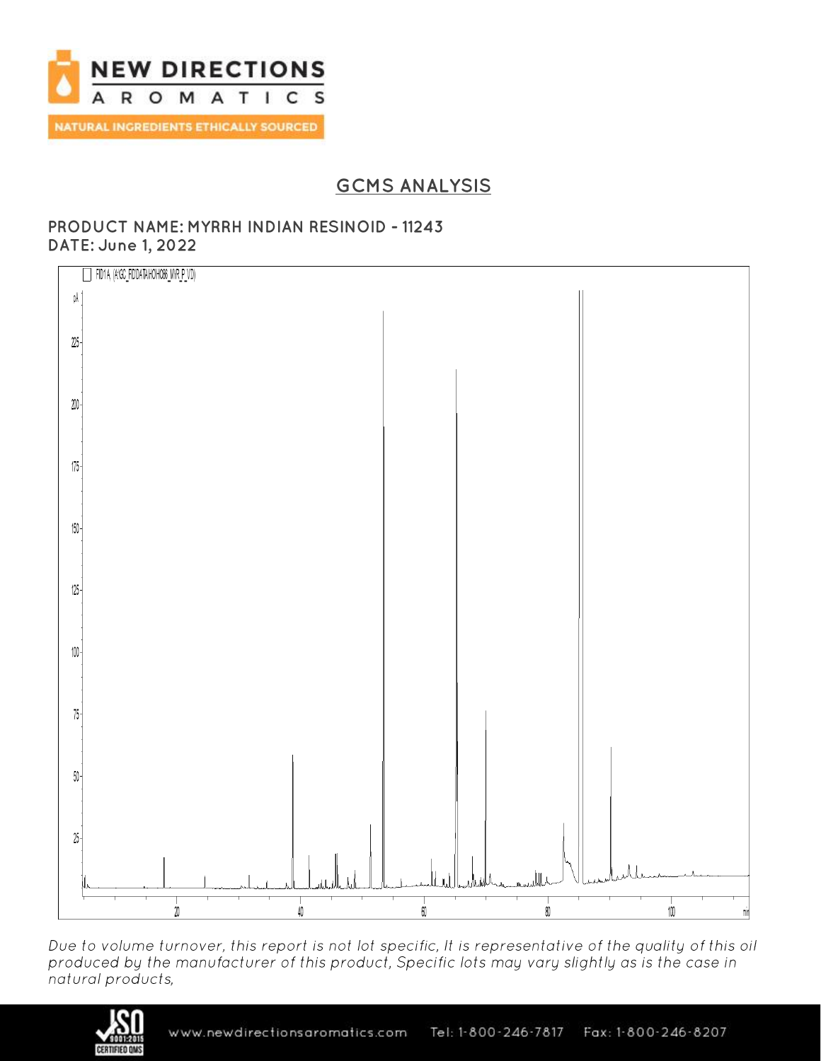# GCMS ANALYSIS

**PRODUCT NAME: MYRRH INDIAN RESINOID - 11243**
**DATE: June 1, 2022**

*Due to volume turnover, this report is not lot specific, It is representative of the quality of this oil produced by the manufacturer of this product, Specific lots may vary slightly as is the case in natural products,*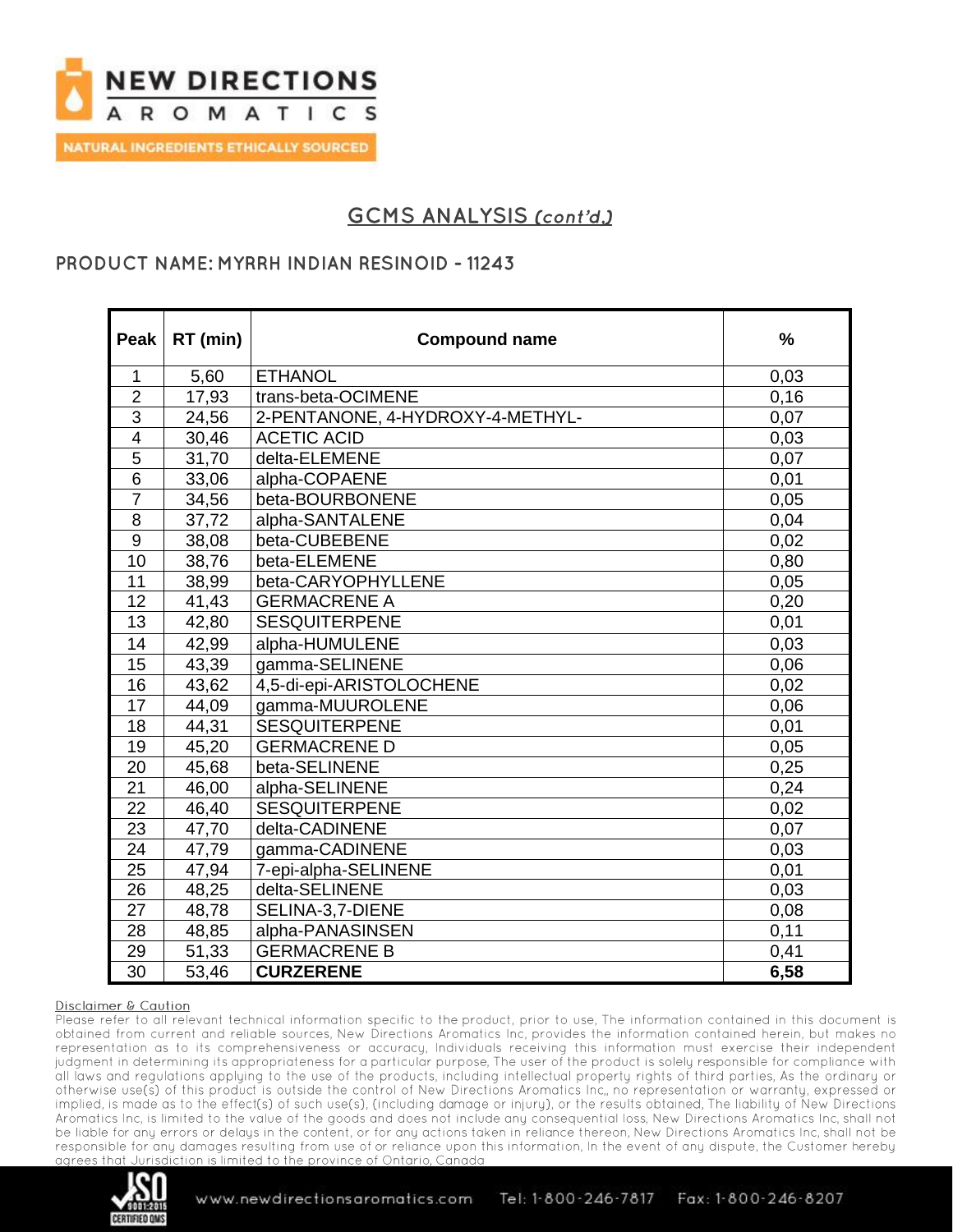# GCMS ANALYSIS *(cont'd.)*

## PRODUCT NAME: MYRRH INDIAN RESINOID - 11243

| Peak | RT (min) | Compound name | % |
|---|---|---|---|
| 1 | 5,60 | ETHANOL | 0,03 |
| 2 | 17,93 | trans-beta-OCIMENE | 0,16 |
| 3 | 24,56 | 2-PENTANONE, 4-HYDROXY-4-METHYL- | 0,07 |
| 4 | 30,46 | ACETIC ACID | 0,03 |
| 5 | 31,70 | delta-ELEMENE | 0,07 |
| 6 | 33,06 | alpha-COPAENE | 0,01 |
| 7 | 34,56 | beta-BOURBONENE | 0,05 |
| 8 | 37,72 | alpha-SANTALENE | 0,04 |
| 9 | 38,08 | beta-CUBEBENE | 0,02 |
| 10 | 38,76 | beta-ELEMENE | 0,80 |
| 11 | 38,99 | beta-CARYOPHYLLENE | 0,05 |
| 12 | 41,43 | GERMACRENE A | 0,20 |
| 13 | 42,80 | SESQUITERPENE | 0,01 |
| 14 | 42,99 | alpha-HUMULENE | 0,03 |
| 15 | 43,39 | gamma-SELINENE | 0,06 |
| 16 | 43,62 | 4,5-di-epi-ARISTOLOCHENE | 0,02 |
| 17 | 44,09 | gamma-MUUROLENE | 0,06 |
| 18 | 44,31 | SESQUITERPENE | 0,01 |
| 19 | 45,20 | GERMACRENE D | 0,05 |
| 20 | 45,68 | beta-SELINENE | 0,25 |
| 21 | 46,00 | alpha-SELINENE | 0,24 |
| 22 | 46,40 | SESQUITERPENE | 0,02 |
| 23 | 47,70 | delta-CADINENE | 0,07 |
| 24 | 47,79 | gamma-CADINENE | 0,03 |
| 25 | 47,94 | 7-epi-alpha-SELINENE | 0,01 |
| 26 | 48,25 | delta-SELINENE | 0,03 |
| 27 | 48,78 | SELINA-3,7-DIENE | 0,08 |
| 28 | 48,85 | alpha-PANASINSEN | 0,11 |
| 29 | 51,33 | GERMACRENE B | 0,41 |
| 30 | 53,46 | **CURZERENE** | **6,58** |

Disclaimer & Caution

Please refer to all relevant technical information specific to the product, prior to use, The information contained in this document is obtained from current and reliable sources, New Directions Aromatics Inc, provides the information contained herein, but makes no representation as to its comprehensiveness or accuracy, Individuals receiving this information must exercise their independent judgment in determining its appropriateness for a particular purpose, The user of the product is solely responsible for compliance with all laws and regulations applying to the use of the products, including intellectual property rights of third parties, As the ordinary or otherwise use(s) of this product is outside the control of New Directions Aromatics Inc,, no representation or warranty, expressed or implied, is made as to the effect(s) of such use(s), (including damage or injury), or the results obtained, The liability of New Directions Aromatics Inc, is limited to the value of the goods and does not include any consequential loss, New Directions Aromatics Inc, shall not be liable for any errors or delays in the content, or for any actions taken in reliance thereon, New Directions Aromatics Inc, shall not be responsible for any damages resulting from use of or reliance upon this information, In the event of any dispute, the Customer hereby agrees that Jurisdiction is limited to the province of Ontario, Canada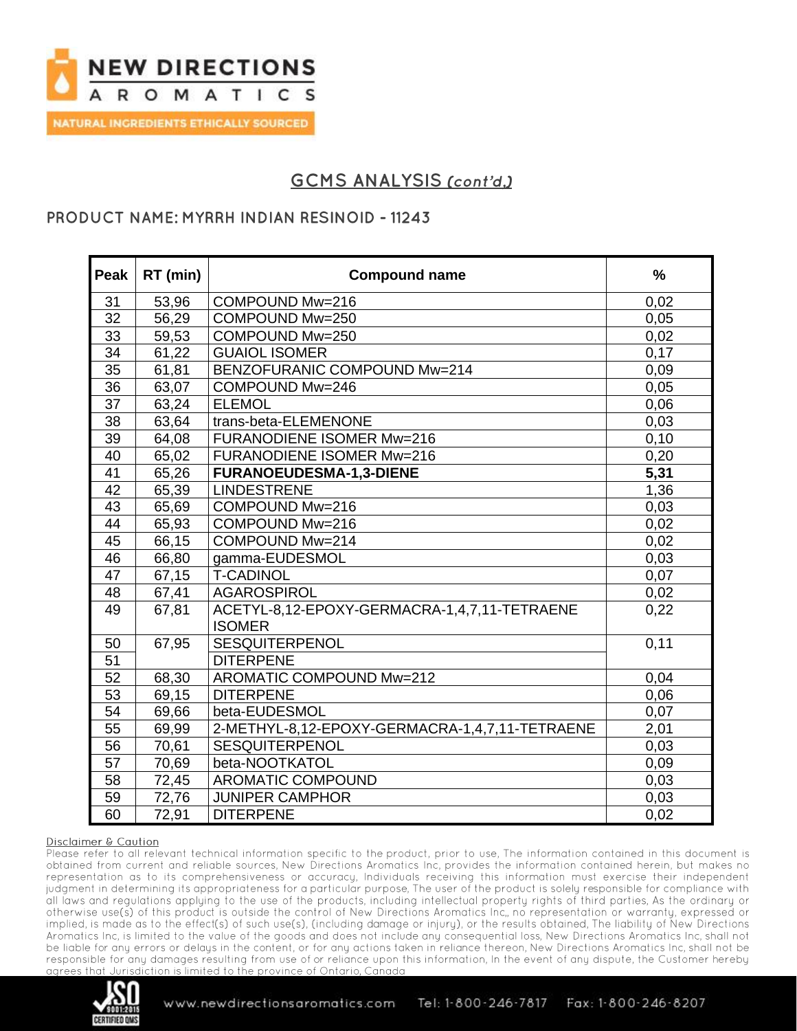## GCMS ANALYSIS *(cont'd.)*

### PRODUCT NAME: MYRRH INDIAN RESINOID - 11243

| Peak | RT (min) | Compound name | % |
|---|---|---|---|
| 31 | 53,96 | COMPOUND Mw=216 | 0,02 |
| 32 | 56,29 | COMPOUND Mw=250 | 0,05 |
| 33 | 59,53 | COMPOUND Mw=250 | 0,02 |
| 34 | 61,22 | GUAIOL ISOMER | 0,17 |
| 35 | 61,81 | BENZOFURANIC COMPOUND Mw=214 | 0,09 |
| 36 | 63,07 | COMPOUND Mw=246 | 0,05 |
| 37 | 63,24 | ELEMOL | 0,06 |
| 38 | 63,64 | trans-beta-ELEMENONE | 0,03 |
| 39 | 64,08 | FURANODIENE ISOMER Mw=216 | 0,10 |
| 40 | 65,02 | FURANODIENE ISOMER Mw=216 | 0,20 |
| 41 | 65,26 | **FURANOEUDESMA-1,3-DIENE** | **5,31** |
| 42 | 65,39 | LINDESTRENE | 1,36 |
| 43 | 65,69 | COMPOUND Mw=216 | 0,03 |
| 44 | 65,93 | COMPOUND Mw=216 | 0,02 |
| 45 | 66,15 | COMPOUND Mw=214 | 0,02 |
| 46 | 66,80 | gamma-EUDESMOL | 0,03 |
| 47 | 67,15 | T-CADINOL | 0,07 |
| 48 | 67,41 | AGAROSPIROL | 0,02 |
| 49 | 67,81 | ACETYL-8,12-EPOXY-GERMACRA-1,4,7,11-TETRAENE ISOMER | 0,22 |
| 50 | 67,95 | SESQUITERPENOL | 0,11 |
| 51 | | DITERPENE | |
| 52 | 68,30 | AROMATIC COMPOUND Mw=212 | 0,04 |
| 53 | 69,15 | DITERPENE | 0,06 |
| 54 | 69,66 | beta-EUDESMOL | 0,07 |
| 55 | 69,99 | 2-METHYL-8,12-EPOXY-GERMACRA-1,4,7,11-TETRAENE | 2,01 |
| 56 | 70,61 | SESQUITERPENOL | 0,03 |
| 57 | 70,69 | beta-NOOTKATOL | 0,09 |
| 58 | 72,45 | AROMATIC COMPOUND | 0,03 |
| 59 | 72,76 | JUNIPER CAMPHOR | 0,03 |
| 60 | 72,91 | DITERPENE | 0,02 |

Disclaimer & Caution

Please refer to all relevant technical information specific to the product, prior to use, The information contained in this document is obtained from current and reliable sources, New Directions Aromatics Inc, provides the information contained herein, but makes no representation as to its comprehensiveness or accuracy, Individuals receiving this information must exercise their independent judgment in determining its appropriateness for a particular purpose, The user of the product is solely responsible for compliance with all laws and regulations applying to the use of the products, including intellectual property rights of third parties, As the ordinary or otherwise use(s) of this product is outside the control of New Directions Aromatics Inc,, no representation or warranty, expressed or implied, is made as to the effect(s) of such use(s), (including damage or injury), or the results obtained, The liability of New Directions Aromatics Inc, is limited to the value of the goods and does not include any consequential loss, New Directions Aromatics Inc, shall not be liable for any errors or delays in the content, or for any actions taken in reliance thereon, New Directions Aromatics Inc, shall not be responsible for any damages resulting from use of or reliance upon this information, In the event of any dispute, the Customer hereby agrees that Jurisdiction is limited to the province of Ontario, Canada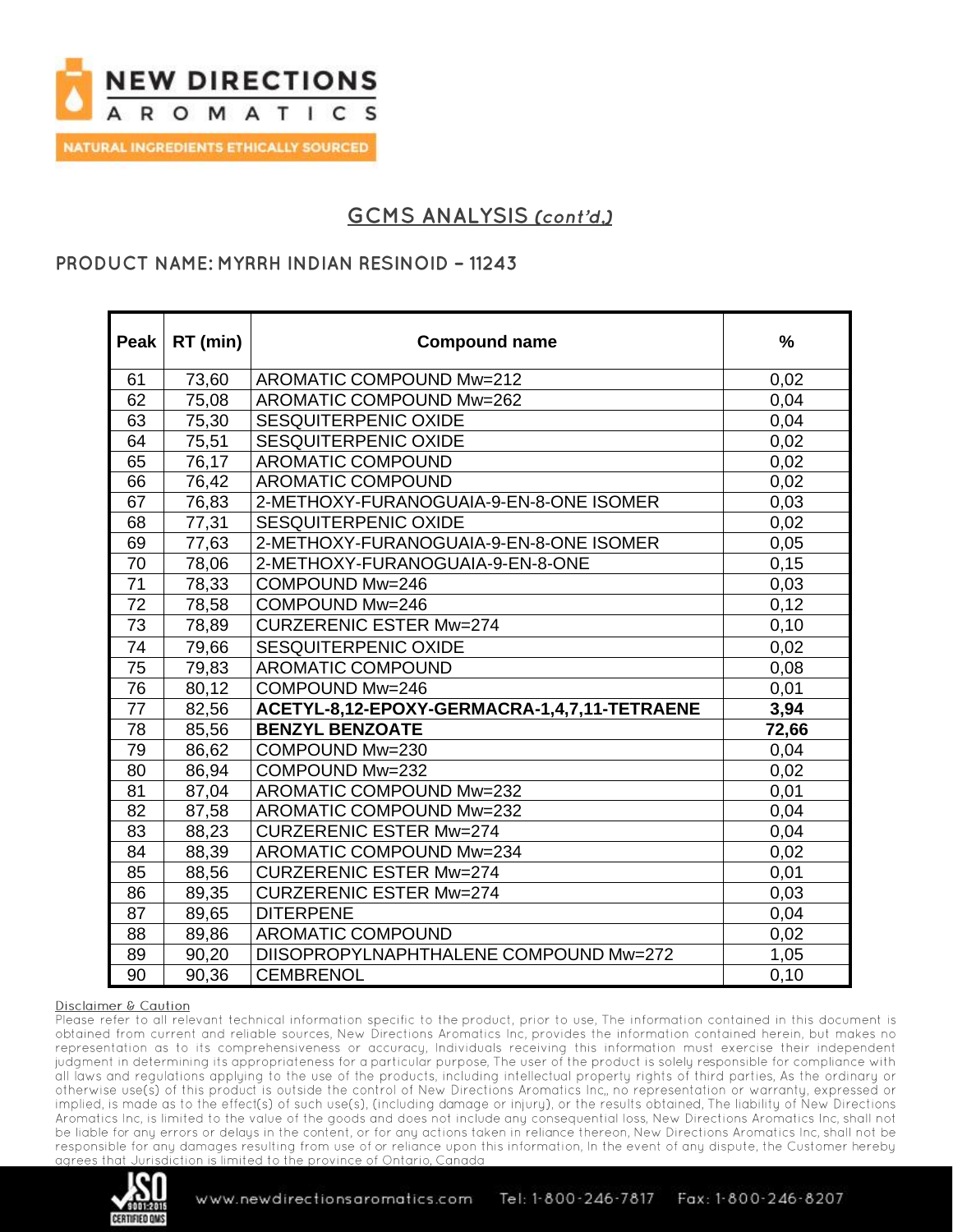## GCMS ANALYSIS *(cont'd.)*

### PRODUCT NAME: MYRRH INDIAN RESINOID – 11243

| Peak | RT (min) | Compound name | % |
|---|---|---|---|
| 61 | 73,60 | AROMATIC COMPOUND Mw=212 | 0,02 |
| 62 | 75,08 | AROMATIC COMPOUND Mw=262 | 0,04 |
| 63 | 75,30 | SESQUITERPENIC OXIDE | 0,04 |
| 64 | 75,51 | SESQUITERPENIC OXIDE | 0,02 |
| 65 | 76,17 | AROMATIC COMPOUND | 0,02 |
| 66 | 76,42 | AROMATIC COMPOUND | 0,02 |
| 67 | 76,83 | 2-METHOXY-FURANOGUAIA-9-EN-8-ONE ISOMER | 0,03 |
| 68 | 77,31 | SESQUITERPENIC OXIDE | 0,02 |
| 69 | 77,63 | 2-METHOXY-FURANOGUAIA-9-EN-8-ONE ISOMER | 0,05 |
| 70 | 78,06 | 2-METHOXY-FURANOGUAIA-9-EN-8-ONE | 0,15 |
| 71 | 78,33 | COMPOUND Mw=246 | 0,03 |
| 72 | 78,58 | COMPOUND Mw=246 | 0,12 |
| 73 | 78,89 | CURZERENIC ESTER Mw=274 | 0,10 |
| 74 | 79,66 | SESQUITERPENIC OXIDE | 0,02 |
| 75 | 79,83 | AROMATIC COMPOUND | 0,08 |
| 76 | 80,12 | COMPOUND Mw=246 | 0,01 |
| 77 | 82,56 | **ACETYL-8,12-EPOXY-GERMACRA-1,4,7,11-TETRAENE** | **3,94** |
| 78 | 85,56 | **BENZYL BENZOATE** | **72,66** |
| 79 | 86,62 | COMPOUND Mw=230 | 0,04 |
| 80 | 86,94 | COMPOUND Mw=232 | 0,02 |
| 81 | 87,04 | AROMATIC COMPOUND Mw=232 | 0,01 |
| 82 | 87,58 | AROMATIC COMPOUND Mw=232 | 0,04 |
| 83 | 88,23 | CURZERENIC ESTER Mw=274 | 0,04 |
| 84 | 88,39 | AROMATIC COMPOUND Mw=234 | 0,02 |
| 85 | 88,56 | CURZERENIC ESTER Mw=274 | 0,01 |
| 86 | 89,35 | CURZERENIC ESTER Mw=274 | 0,03 |
| 87 | 89,65 | DITERPENE | 0,04 |
| 88 | 89,86 | AROMATIC COMPOUND | 0,02 |
| 89 | 90,20 | DIISOPROPYLNAPHTHALENE COMPOUND Mw=272 | 1,05 |
| 90 | 90,36 | CEMBRENOL | 0,10 |

Disclaimer & Caution

Please refer to all relevant technical information specific to the product, prior to use, The information contained in this document is obtained from current and reliable sources, New Directions Aromatics Inc, provides the information contained herein, but makes no representation as to its comprehensiveness or accuracy, Individuals receiving this information must exercise their independent judgment in determining its appropriateness for a particular purpose, The user of the product is solely responsible for compliance with all laws and regulations applying to the use of the products, including intellectual property rights of third parties, As the ordinary or otherwise use(s) of this product is outside the control of New Directions Aromatics Inc,, no representation or warranty, expressed or implied, is made as to the effect(s) of such use(s), (including damage or injury), or the results obtained, The liability of New Directions Aromatics Inc, is limited to the value of the goods and does not include any consequential loss, New Directions Aromatics Inc, shall not be liable for any errors or delays in the content, or for any actions taken in reliance thereon, New Directions Aromatics Inc, shall not be responsible for any damages resulting from use of or reliance upon this information, In the event of any dispute, the Customer hereby agrees that Jurisdiction is limited to the province of Ontario, Canada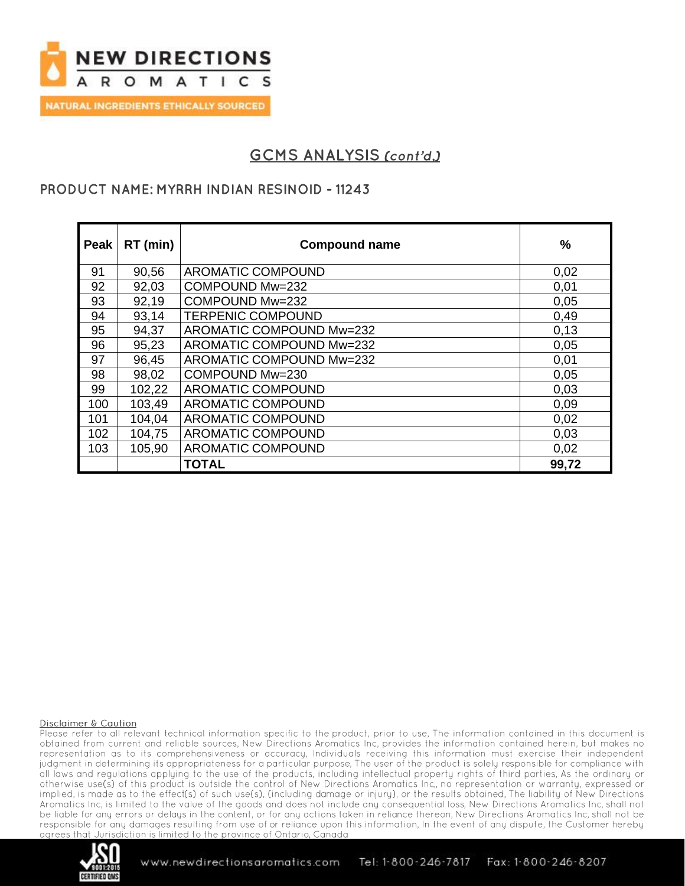NEW DIRECTIONS AROMATICS

NATURAL INGREDIENTS ETHICALLY SOURCED

## GCMS ANALYSIS *(cont'd.)*

### PRODUCT NAME: MYRRH INDIAN RESINOID - 11243

| Peak | RT (min) | Compound name | % |
|---|---|---|---|
| 91 | 90,56 | AROMATIC COMPOUND | 0,02 |
| 92 | 92,03 | COMPOUND Mw=232 | 0,01 |
| 93 | 92,19 | COMPOUND Mw=232 | 0,05 |
| 94 | 93,14 | TERPENIC COMPOUND | 0,49 |
| 95 | 94,37 | AROMATIC COMPOUND Mw=232 | 0,13 |
| 96 | 95,23 | AROMATIC COMPOUND Mw=232 | 0,05 |
| 97 | 96,45 | AROMATIC COMPOUND Mw=232 | 0,01 |
| 98 | 98,02 | COMPOUND Mw=230 | 0,05 |
| 99 | 102,22 | AROMATIC COMPOUND | 0,03 |
| 100 | 103,49 | AROMATIC COMPOUND | 0,09 |
| 101 | 104,04 | AROMATIC COMPOUND | 0,02 |
| 102 | 104,75 | AROMATIC COMPOUND | 0,03 |
| 103 | 105,90 | AROMATIC COMPOUND | 0,02 |
| | | **TOTAL** | **99,72** |

Disclaimer & Caution

Please refer to all relevant technical information specific to the product, prior to use, The information contained in this document is obtained from current and reliable sources, New Directions Aromatics Inc, provides the information contained herein, but makes no representation as to its comprehensiveness or accuracy, Individuals receiving this information must exercise their independent judgment in determining its appropriateness for a particular purpose, The user of the product is solely responsible for compliance with all laws and regulations applying to the use of the products, including intellectual property rights of third parties, As the ordinary or otherwise use(s) of this product is outside the control of New Directions Aromatics Inc,, no representation or warranty, expressed or implied, is made as to the effect(s) of such use(s), (including damage or injury), or the results obtained, The liability of New Directions Aromatics Inc, is limited to the value of the goods and does not include any consequential loss, New Directions Aromatics Inc, shall not be liable for any errors or delays in the content, or for any actions taken in reliance thereon, New Directions Aromatics Inc, shall not be responsible for any damages resulting from use of or reliance upon this information, In the event of any dispute, the Customer hereby agrees that Jurisdiction is limited to the province of Ontario, Canada

www.newdirectionsaromatics.com Tel: 1-800-246-7817 Fax: 1-800-246-8207